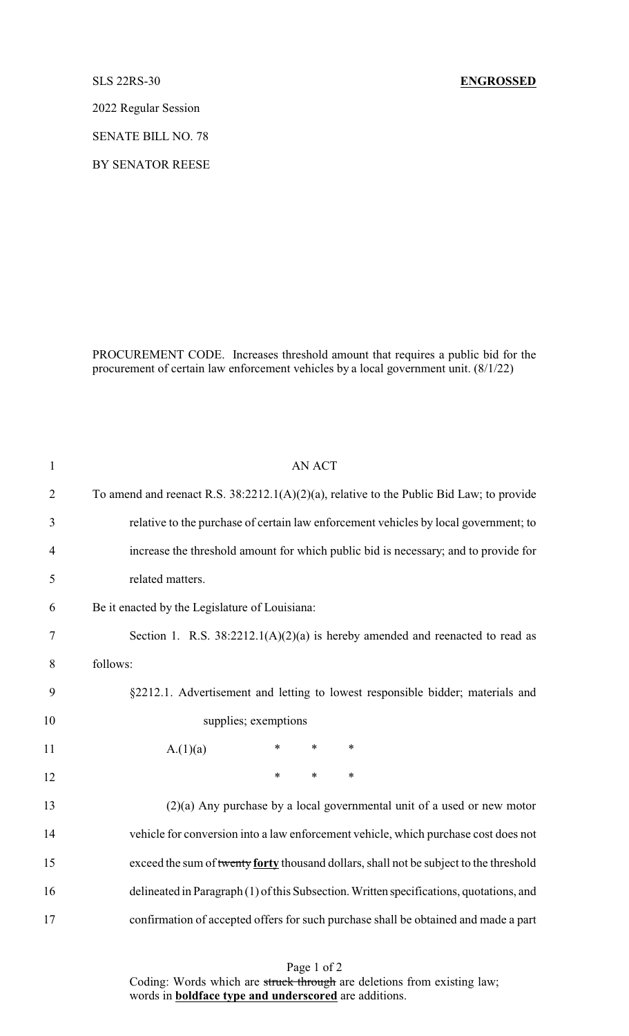SLS 22RS-30 **ENGROSSED**

2022 Regular Session

SENATE BILL NO. 78

BY SENATOR REESE

PROCUREMENT CODE. Increases threshold amount that requires a public bid for the procurement of certain law enforcement vehicles by a local government unit. (8/1/22)

1 AN ACT

2 To amend and reenact R.S. 38:2212.1(A)(2)(a), relative to the Public Bid Law; to provide

3 relative to the purchase of certain law enforcement vehicles by local government; to

4 increase the threshold amount for which public bid is necessary; and to provide for

5 related matters.

6 Be it enacted by the Legislature of Louisiana:

7 Section 1. R.S. 38:2212.1(A)(2)(a) is hereby amended and reenacted to read as

8 follows:

9 §2212.1. Advertisement and letting to lowest responsible bidder; materials and

10 supplies; exemptions

11 A.(1)(a) * * *

12 * * *

13 (2)(a) Any purchase by a local governmental unit of a used or new motor

14 vehicle for conversion into a law enforcement vehicle, which purchase cost does not

15 exceed the sum of ~~twenty~~ **forty** thousand dollars, shall not be subject to the threshold

16 delineated in Paragraph (1) of this Subsection. Written specifications, quotations, and

17 confirmation of accepted offers for such purchase shall be obtained and made a part

Coding: Words which are ~~struck through~~ are deletions from existing law; words in **boldface type and underscored** are additions.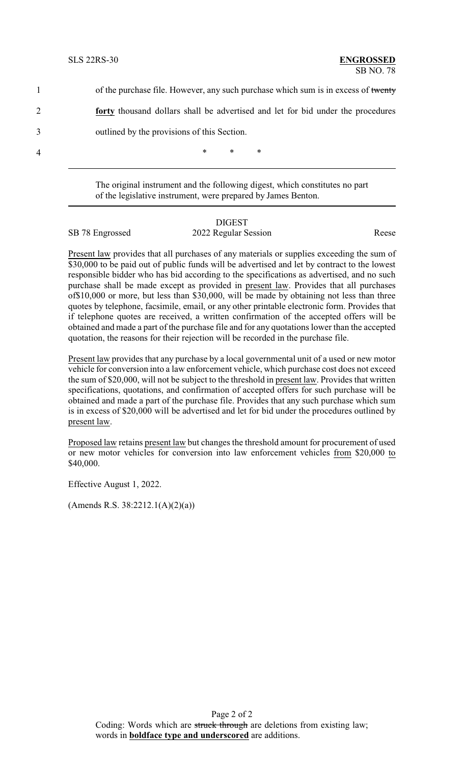of the purchase file. However, any such purchase which sum is in excess of ~~twenty~~ **forty** thousand dollars shall be advertised and let for bid under the procedures outlined by the provisions of this Section.

\* \* \*

The original instrument and the following digest, which constitutes no part of the legislative instrument, were prepared by James Benton.

## DIGEST

SB 78 Engrossed — 2022 Regular Session — Reese

Present law provides that all purchases of any materials or supplies exceeding the sum of $30,000 to be paid out of public funds will be advertised and let by contract to the lowest responsible bidder who has bid according to the specifications as advertised, and no such purchase shall be made except as provided in present law. Provides that all purchases of$10,000 or more, but less than $30,000, will be made by obtaining not less than three quotes by telephone, facsimile, email, or any other printable electronic form. Provides that if telephone quotes are received, a written confirmation of the accepted offers will be obtained and made a part of the purchase file and for any quotations lower than the accepted quotation, the reasons for their rejection will be recorded in the purchase file.

Present law provides that any purchase by a local governmental unit of a used or new motor vehicle for conversion into a law enforcement vehicle, which purchase cost does not exceed the sum of $20,000, will not be subject to the threshold in present law. Provides that written specifications, quotations, and confirmation of accepted offers for such purchase will be obtained and made a part of the purchase file. Provides that any such purchase which sum is in excess of $20,000 will be advertised and let for bid under the procedures outlined by present law.

Proposed law retains present law but changes the threshold amount for procurement of used or new motor vehicles for conversion into law enforcement vehicles from $20,000 to $40,000.

Effective August 1, 2022.

(Amends R.S. 38:2212.1(A)(2)(a))

Coding: Words which are ~~struck through~~ are deletions from existing law; words in **boldface type and underscored** are additions.